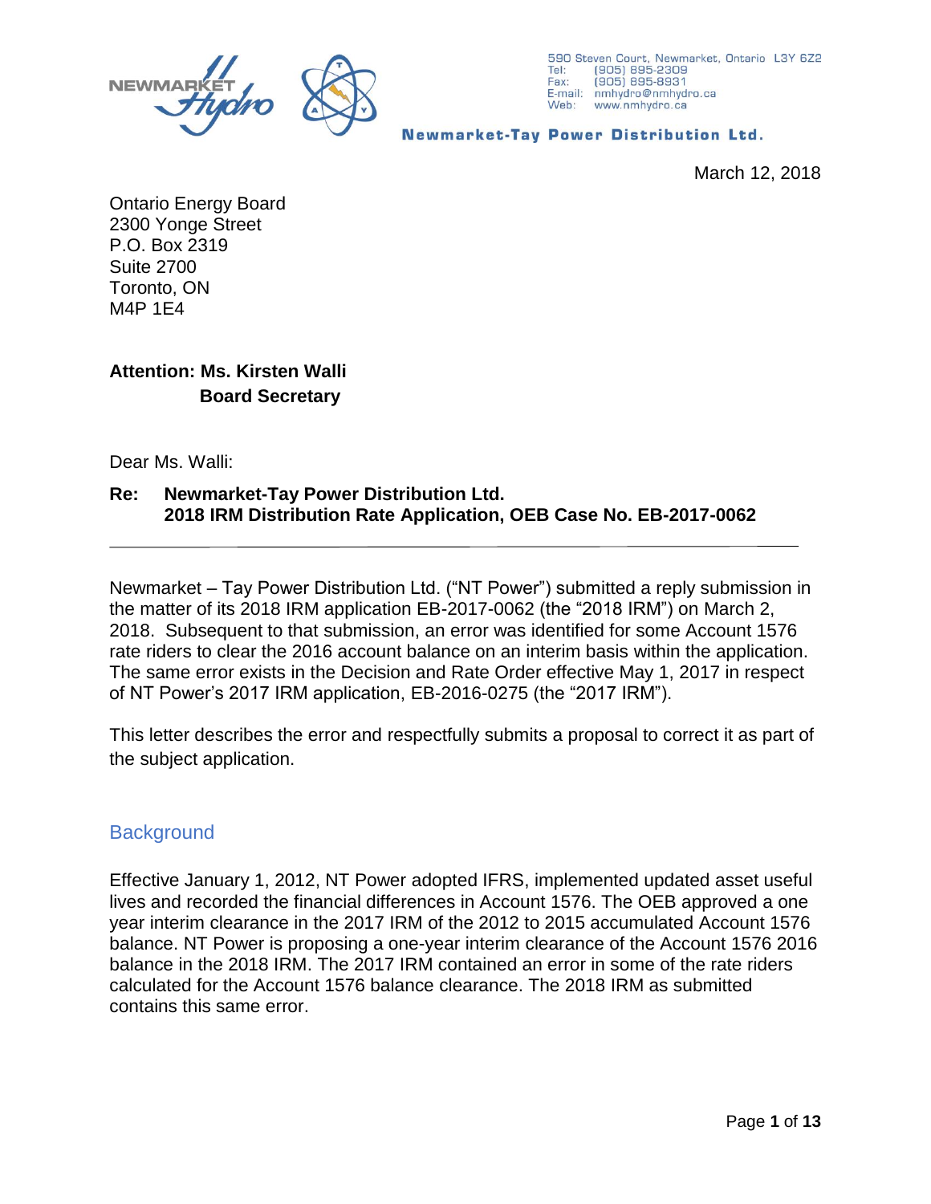NEWMARKET Hydro

590 Steven Court, Newmarket, Ontario L3Y 6Z2
Tel: (905) 895-2309
Fax: (905) 895-8931
E-mail: nmhydro@nmhydro.ca
Web: www.nmhydro.ca

**Newmarket-Tay Power Distribution Ltd.**

March 12, 2018

Ontario Energy Board
2300 Yonge Street
P.O. Box 2319
Suite 2700
Toronto, ON
M4P 1E4

**Attention: Ms. Kirsten Walli**
**Board Secretary**

Dear Ms. Walli:

**Re: Newmarket-Tay Power Distribution Ltd.**
**2018 IRM Distribution Rate Application, OEB Case No. EB-2017-0062**

---

Newmarket – Tay Power Distribution Ltd. ("NT Power") submitted a reply submission in the matter of its 2018 IRM application EB-2017-0062 (the "2018 IRM") on March 2, 2018. Subsequent to that submission, an error was identified for some Account 1576 rate riders to clear the 2016 account balance on an interim basis within the application. The same error exists in the Decision and Rate Order effective May 1, 2017 in respect of NT Power's 2017 IRM application, EB-2016-0275 (the "2017 IRM").

This letter describes the error and respectfully submits a proposal to correct it as part of the subject application.

## Background

Effective January 1, 2012, NT Power adopted IFRS, implemented updated asset useful lives and recorded the financial differences in Account 1576. The OEB approved a one year interim clearance in the 2017 IRM of the 2012 to 2015 accumulated Account 1576 balance. NT Power is proposing a one-year interim clearance of the Account 1576 2016 balance in the 2018 IRM. The 2017 IRM contained an error in some of the rate riders calculated for the Account 1576 balance clearance. The 2018 IRM as submitted contains this same error.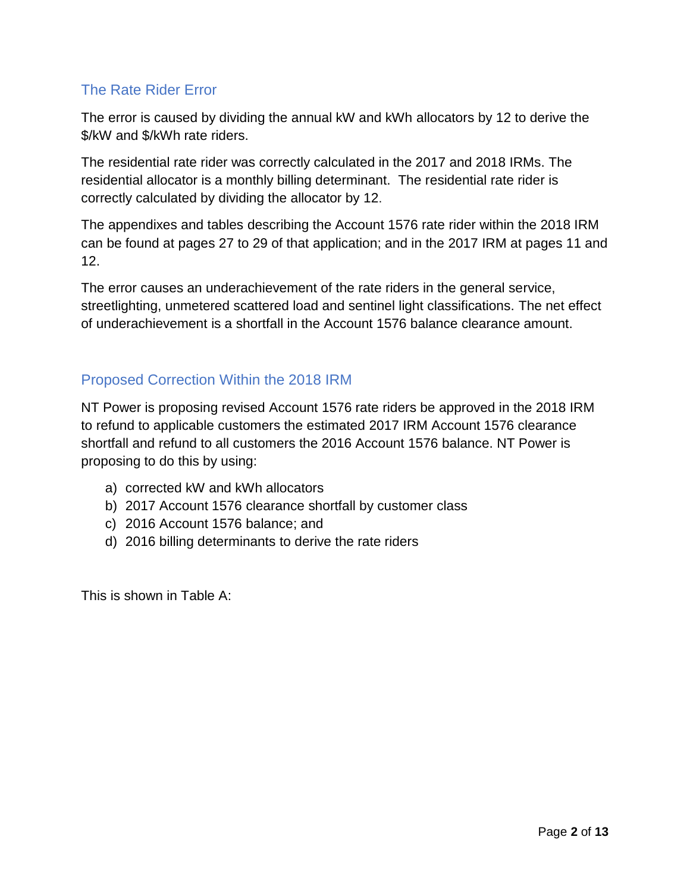## The Rate Rider Error

The error is caused by dividing the annual kW and kWh allocators by 12 to derive the $/kW and $/kWh rate riders.

The residential rate rider was correctly calculated in the 2017 and 2018 IRMs. The residential allocator is a monthly billing determinant. The residential rate rider is correctly calculated by dividing the allocator by 12.

The appendixes and tables describing the Account 1576 rate rider within the 2018 IRM can be found at pages 27 to 29 of that application; and in the 2017 IRM at pages 11 and 12.

The error causes an underachievement of the rate riders in the general service, streetlighting, unmetered scattered load and sentinel light classifications. The net effect of underachievement is a shortfall in the Account 1576 balance clearance amount.

## Proposed Correction Within the 2018 IRM

NT Power is proposing revised Account 1576 rate riders be approved in the 2018 IRM to refund to applicable customers the estimated 2017 IRM Account 1576 clearance shortfall and refund to all customers the 2016 Account 1576 balance. NT Power is proposing to do this by using:

a) corrected kW and kWh allocators
b) 2017 Account 1576 clearance shortfall by customer class
c) 2016 Account 1576 balance; and
d) 2016 billing determinants to derive the rate riders

This is shown in Table A: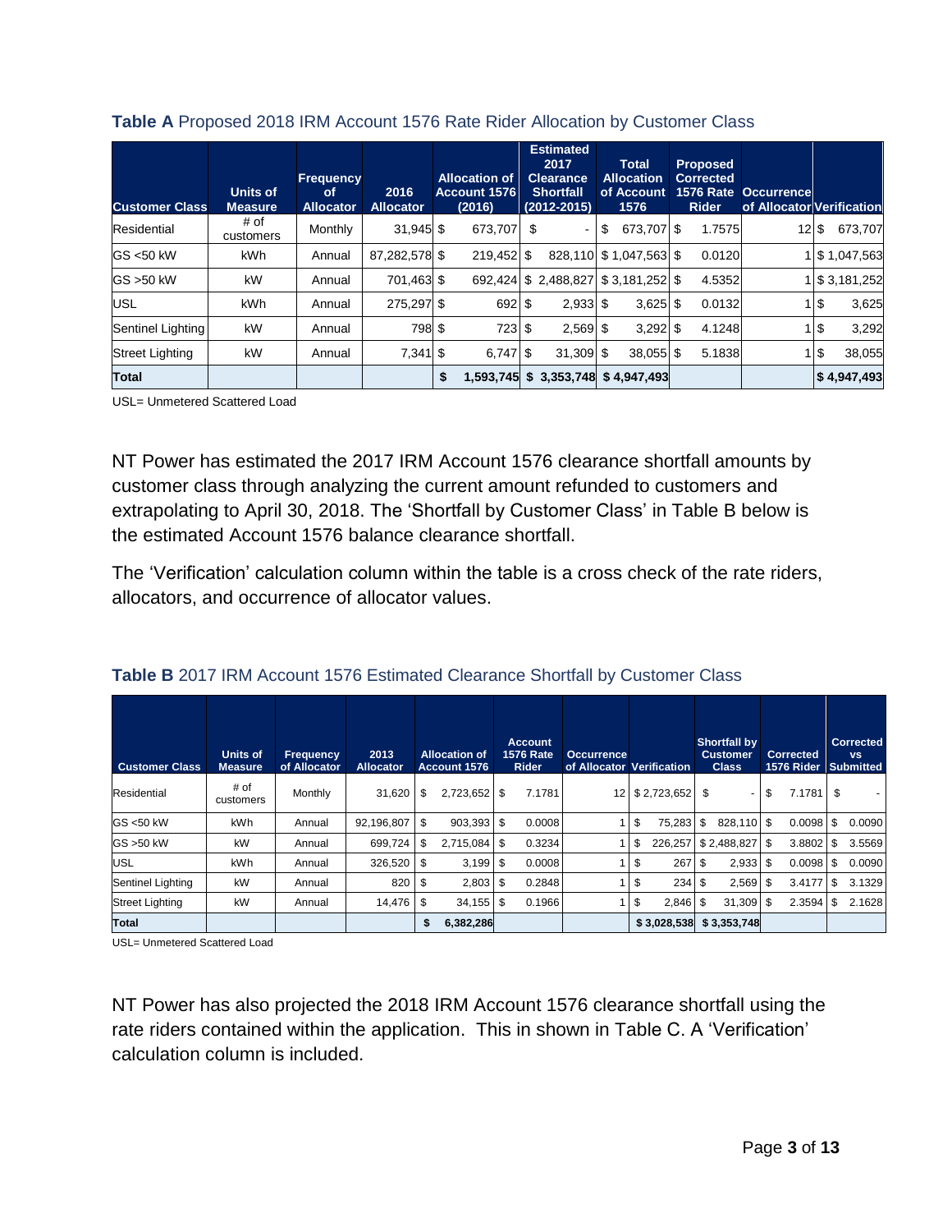**Table A** Proposed 2018 IRM Account 1576 Rate Rider Allocation by Customer Class

| Customer Class | Units of Measure | Frequency of Allocator | 2016 Allocator | Allocation of Account 1576 (2016) | Estimated 2017 Clearance Shortfall (2012-2015) | Total Allocation of Account 1576 | Proposed Corrected 1576 Rate Rider | Occurrence of Allocator | Verification |
|---|---|---|---|---|---|---|---|---|---|
| Residential | # of customers | Monthly | 31,945 | $ 673,707 | $ - | $ 673,707 | $ 1.7575 | 12 | $ 673,707 |
| GS <50 kW | kWh | Annual | 87,282,578 | $ 219,452 | $ 828,110 | $ 1,047,563 | $ 0.0120 | 1 | $ 1,047,563 |
| GS >50 kW | kW | Annual | 701,463 | $ 692,424 | $ 2,488,827 | $ 3,181,252 | $ 4.5352 | 1 | $ 3,181,252 |
| USL | kWh | Annual | 275,297 | $ 692 | $ 2,933 | $ 3,625 | $ 0.0132 | 1 | $ 3,625 |
| Sentinel Lighting | kW | Annual | 798 | $ 723 | $ 2,569 | $ 3,292 | $ 4.1248 | 1 | $ 3,292 |
| Street Lighting | kW | Annual | 7,341 | $ 6,747 | $ 31,309 | $ 38,055 | $ 5.1838 | 1 | $ 38,055 |
| **Total** | | | | **$ 1,593,745** | **$ 3,353,748** | **$ 4,947,493** | | | **$ 4,947,493** |

USL= Unmetered Scattered Load

NT Power has estimated the 2017 IRM Account 1576 clearance shortfall amounts by customer class through analyzing the current amount refunded to customers and extrapolating to April 30, 2018. The 'Shortfall by Customer Class' in Table B below is the estimated Account 1576 balance clearance shortfall.

The 'Verification' calculation column within the table is a cross check of the rate riders, allocators, and occurrence of allocator values.

**Table B** 2017 IRM Account 1576 Estimated Clearance Shortfall by Customer Class

| Customer Class | Units of Measure | Frequency of Allocator | 2013 Allocator | Allocation of Account 1576 | Account 1576 Rate Rider | Occurrence of Allocator | Verification | Shortfall by Customer Class | Corrected 1576 Rider | Corrected vs Submitted |
|---|---|---|---|---|---|---|---|---|---|---|
| Residential | # of customers | Monthly | 31,620 | $ 2,723,652 | $ 7.1781 | 12 | $ 2,723,652 | $ - | $ 7.1781 | $ - |
| GS <50 kW | kWh | Annual | 92,196,807 | $ 903,393 | $ 0.0008 | 1 | $ 75,283 | $ 828,110 | $ 0.0098 | $ 0.0090 |
| GS >50 kW | kW | Annual | 699,724 | $ 2,715,084 | $ 0.3234 | 1 | $ 226,257 | $ 2,488,827 | $ 3.8802 | $ 3.5569 |
| USL | kWh | Annual | 326,520 | $ 3,199 | $ 0.0008 | 1 | $ 267 | $ 2,933 | $ 0.0098 | $ 0.0090 |
| Sentinel Lighting | kW | Annual | 820 | $ 2,803 | $ 0.2848 | 1 | $ 234 | $ 2,569 | $ 3.4177 | $ 3.1329 |
| Street Lighting | kW | Annual | 14,476 | $ 34,155 | $ 0.1966 | 1 | $ 2,846 | $ 31,309 | $ 2.3594 | $ 2.1628 |
| **Total** | | | | **$ 6,382,286** | | | **$ 3,028,538** | **$ 3,353,748** | | |

USL= Unmetered Scattered Load

NT Power has also projected the 2018 IRM Account 1576 clearance shortfall using the rate riders contained within the application. This in shown in Table C. A 'Verification' calculation column is included.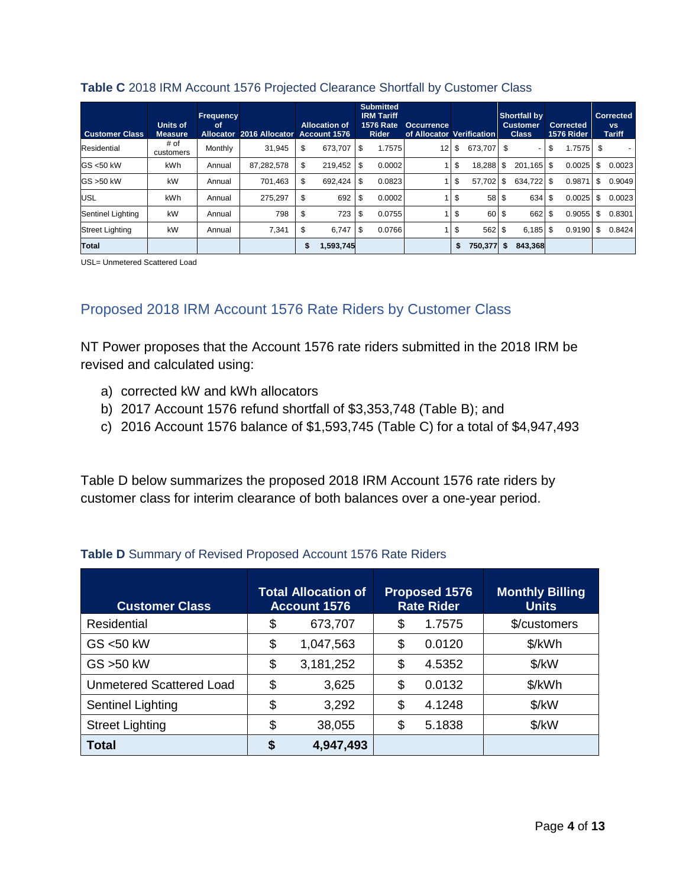**Table C** 2018 IRM Account 1576 Projected Clearance Shortfall by Customer Class

| Customer Class | Units of Measure | Frequency of Allocator | 2016 Allocator | Allocation of Account 1576 | Submitted IRM Tariff 1576 Rate Rider | Occurrence of Allocator | Verification | Shortfall by Customer Class | Corrected 1576 Rider | Corrected vs Tariff |
|---|---|---|---|---|---|---|---|---|---|---|
| Residential | # of customers | Monthly | 31,945 | $ 673,707 | $ 1.7575 | 12 | $ 673,707 | $ - | $ 1.7575 | $ - |
| GS <50 kW | kWh | Annual | 87,282,578 | $ 219,452 | $ 0.0002 | 1 | $ 18,288 | $ 201,165 | $ 0.0025 | $ 0.0023 |
| GS >50 kW | kW | Annual | 701,463 | $ 692,424 | $ 0.0823 | 1 | $ 57,702 | $ 634,722 | $ 0.9871 | $ 0.9049 |
| USL | kWh | Annual | 275,297 | $ 692 | $ 0.0002 | 1 | $ 58 | $ 634 | $ 0.0025 | $ 0.0023 |
| Sentinel Lighting | kW | Annual | 798 | $ 723 | $ 0.0755 | 1 | $ 60 | $ 662 | $ 0.9055 | $ 0.8301 |
| Street Lighting | kW | Annual | 7,341 | $ 6,747 | $ 0.0766 | 1 | $ 562 | $ 6,185 | $ 0.9190 | $ 0.8424 |
| **Total** | | | | **$ 1,593,745** | | | **$ 750,377** | **$ 843,368** | | |

USL= Unmetered Scattered Load

## Proposed 2018 IRM Account 1576 Rate Riders by Customer Class

NT Power proposes that the Account 1576 rate riders submitted in the 2018 IRM be revised and calculated using:

a) corrected kW and kWh allocators
b) 2017 Account 1576 refund shortfall of $3,353,748 (Table B); and
c) 2016 Account 1576 balance of $1,593,745 (Table C) for a total of $4,947,493

Table D below summarizes the proposed 2018 IRM Account 1576 rate riders by customer class for interim clearance of both balances over a one-year period.

**Table D** Summary of Revised Proposed Account 1576 Rate Riders

| Customer Class | Total Allocation of Account 1576 | Proposed 1576 Rate Rider | Monthly Billing Units |
|---|---|---|---|
| Residential | $ 673,707 | $ 1.7575 | $/customers |
| GS <50 kW | $ 1,047,563 | $ 0.0120 | $/kWh |
| GS >50 kW | $ 3,181,252 | $ 4.5352 | $/kW |
| Unmetered Scattered Load | $ 3,625 | $ 0.0132 | $/kWh |
| Sentinel Lighting | $ 3,292 | $ 4.1248 | $/kW |
| Street Lighting | $ 38,055 | $ 5.1838 | $/kW |
| **Total** | **$ 4,947,493** | | |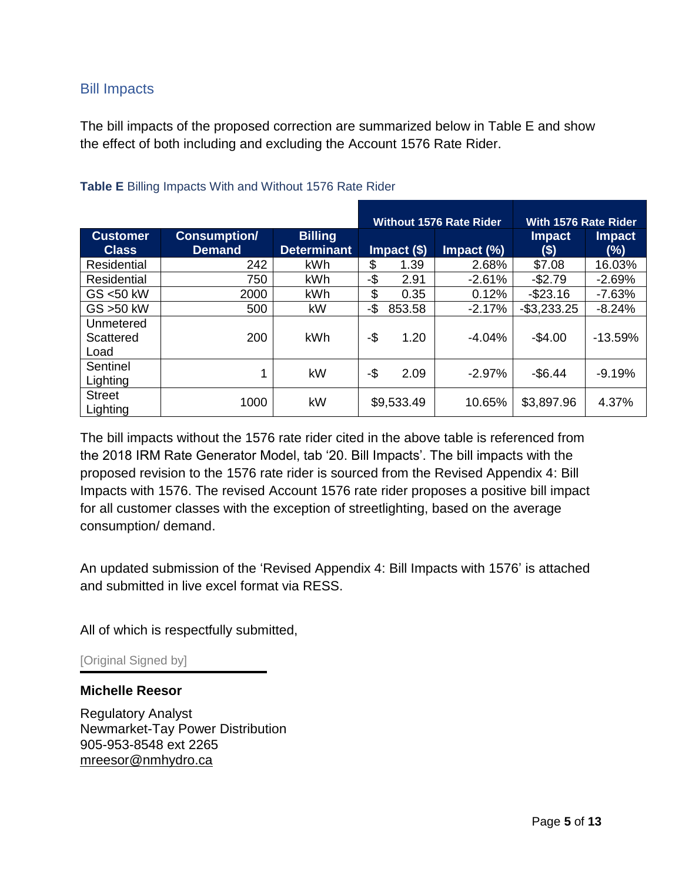## Bill Impacts

The bill impacts of the proposed correction are summarized below in Table E and show the effect of both including and excluding the Account 1576 Rate Rider.

**Table E** Billing Impacts With and Without 1576 Rate Rider

| | | | Without 1576 Rate Rider | | With 1576 Rate Rider | |
|---|---|---|---|---|---|---|
| **Customer Class** | **Consumption/ Demand** | **Billing Determinant** | **Impact ($)** | **Impact (%)** | **Impact ($)** | **Impact (%)** |
| Residential | 242 | kWh | $ 1.39 | 2.68% | $7.08 | 16.03% |
| Residential | 750 | kWh | -$ 2.91 | -2.61% | -$2.79 | -2.69% |
| GS <50 kW | 2000 | kWh | $ 0.35 | 0.12% | -$23.16 | -7.63% |
| GS >50 kW | 500 | kW | -$ 853.58 | -2.17% | -$3,233.25 | -8.24% |
| Unmetered Scattered Load | 200 | kWh | -$ 1.20 | -4.04% | -$4.00 | -13.59% |
| Sentinel Lighting | 1 | kW | -$ 2.09 | -2.97% | -$6.44 | -9.19% |
| Street Lighting | 1000 | kW | $9,533.49 | 10.65% | $3,897.96 | 4.37% |

The bill impacts without the 1576 rate rider cited in the above table is referenced from the 2018 IRM Rate Generator Model, tab '20. Bill Impacts'. The bill impacts with the proposed revision to the 1576 rate rider is sourced from the Revised Appendix 4: Bill Impacts with 1576. The revised Account 1576 rate rider proposes a positive bill impact for all customer classes with the exception of streetlighting, based on the average consumption/ demand.

An updated submission of the 'Revised Appendix 4: Bill Impacts with 1576' is attached and submitted in live excel format via RESS.

All of which is respectfully submitted,

[Original Signed by]

**Michelle Reesor**

Regulatory Analyst
Newmarket-Tay Power Distribution
905-953-8548 ext 2265
mreesor@nmhydro.ca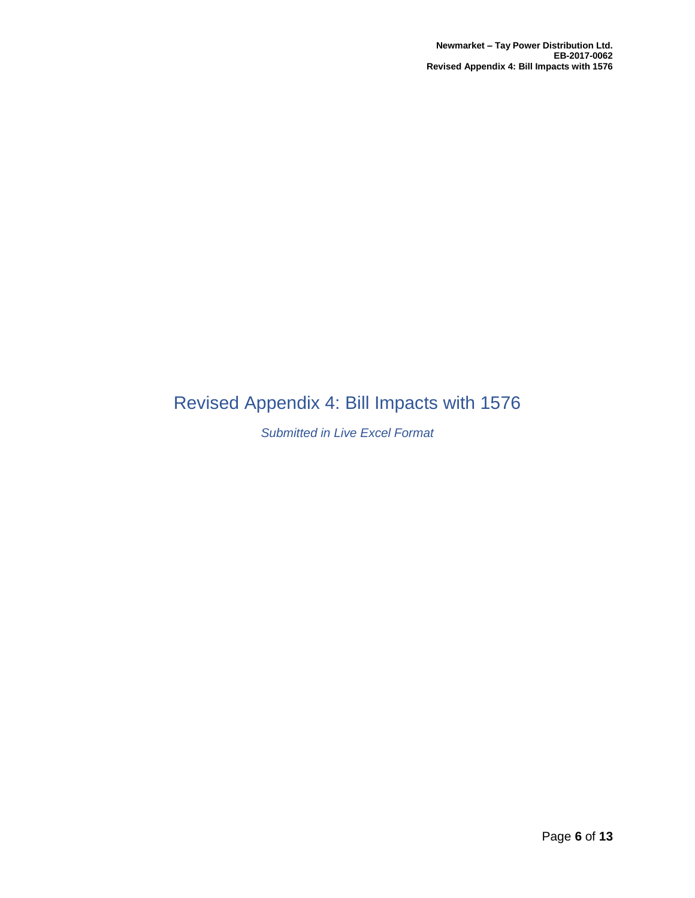# Revised Appendix 4: Bill Impacts with 1576

*Submitted in Live Excel Format*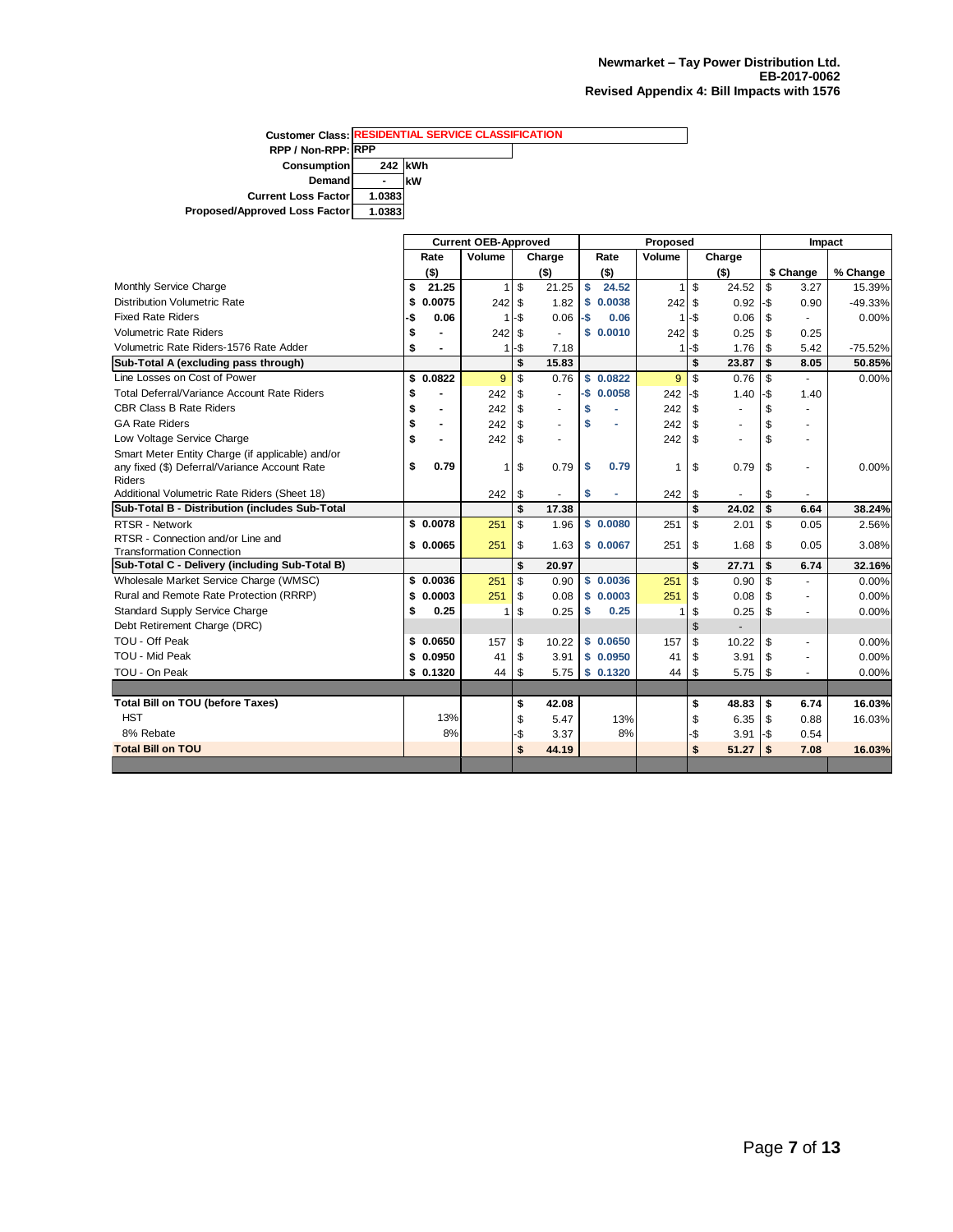**Newmarket – Tay Power Distribution Ltd.**
**EB-2017-0062**
**Revised Appendix 4: Bill Impacts with 1576**

| | |
|---|---|
| **Customer Class:** | RESIDENTIAL SERVICE CLASSIFICATION |
| **RPP / Non-RPP:** | RPP |
| **Consumption** | 242 kWh |
| **Demand** | - kW |
| **Current Loss Factor** | 1.0383 |
| **Proposed/Approved Loss Factor** | 1.0383 |

| | Current OEB-Approved | | | Proposed | | | Impact | |
|---|---|---|---|---|---|---|---|---|
| | Rate ($) | Volume | Charge ($) | Rate ($) | Volume | Charge ($) | $ Change | % Change |
| Monthly Service Charge | $ 21.25 | 1 | $ 21.25 | $ 24.52 | 1 | $ 24.52 | $ 3.27 | 15.39% |
| Distribution Volumetric Rate | $ 0.0075 | 242 | $ 1.82 | $ 0.0038 | 242 | $ 0.92 | -$ 0.90 | -49.33% |
| Fixed Rate Riders | -$ 0.06 | 1 | -$ 0.06 | -$ 0.06 | 1 | -$ 0.06 | $ - | 0.00% |
| Volumetric Rate Riders | $ - | 242 | $ - | $ 0.0010 | 242 | $ 0.25 | $ 0.25 | |
| Volumetric Rate Riders-1576 Rate Adder | $ - | 1 | -$ 7.18 | | 1 | -$ 1.76 | $ 5.42 | -75.52% |
| **Sub-Total A (excluding pass through)** | | | **$ 15.83** | | | **$ 23.87** | **$ 8.05** | **50.85%** |
| Line Losses on Cost of Power | $ 0.0822 | 9 | $ 0.76 | $ 0.0822 | 9 | $ 0.76 | $ - | 0.00% |
| Total Deferral/Variance Account Rate Riders | $ - | 242 | $ - | -$ 0.0058 | 242 | -$ 1.40 | -$ 1.40 | |
| CBR Class B Rate Riders | $ - | 242 | $ - | $ - | 242 | $ - | $ - | |
| GA Rate Riders | $ - | 242 | $ - | $ - | 242 | $ - | $ - | |
| Low Voltage Service Charge | $ - | 242 | $ - | | 242 | $ - | $ - | |
| Smart Meter Entity Charge (if applicable) and/or any fixed ($) Deferral/Variance Account Rate Riders | $ 0.79 | 1 | $ 0.79 | $ 0.79 | 1 | $ 0.79 | $ - | 0.00% |
| Additional Volumetric Rate Riders (Sheet 18) | | 242 | $ - | $ - | 242 | $ - | $ - | |
| **Sub-Total B - Distribution (includes Sub-Total** | | | **$ 17.38** | | | **$ 24.02** | **$ 6.64** | **38.24%** |
| RTSR - Network | $ 0.0078 | 251 | $ 1.96 | $ 0.0080 | 251 | $ 2.01 | $ 0.05 | 2.56% |
| RTSR - Connection and/or Line and Transformation Connection | $ 0.0065 | 251 | $ 1.63 | $ 0.0067 | 251 | $ 1.68 | $ 0.05 | 3.08% |
| **Sub-Total C - Delivery (including Sub-Total B)** | | | **$ 20.97** | | | **$ 27.71** | **$ 6.74** | **32.16%** |
| Wholesale Market Service Charge (WMSC) | $ 0.0036 | 251 | $ 0.90 | $ 0.0036 | 251 | $ 0.90 | $ - | 0.00% |
| Rural and Remote Rate Protection (RRRP) | $ 0.0003 | 251 | $ 0.08 | $ 0.0003 | 251 | $ 0.08 | $ - | 0.00% |
| Standard Supply Service Charge | $ 0.25 | 1 | $ 0.25 | $ 0.25 | 1 | $ 0.25 | $ - | 0.00% |
| Debt Retirement Charge (DRC) | | | | | | $ - | | |
| TOU - Off Peak | $ 0.0650 | 157 | $ 10.22 | $ 0.0650 | 157 | $ 10.22 | $ - | 0.00% |
| TOU - Mid Peak | $ 0.0950 | 41 | $ 3.91 | $ 0.0950 | 41 | $ 3.91 | $ - | 0.00% |
| TOU - On Peak | $ 0.1320 | 44 | $ 5.75 | $ 0.1320 | 44 | $ 5.75 | $ - | 0.00% |
| | | | | | | | | |
| **Total Bill on TOU (before Taxes)** | | | **$ 42.08** | | | **$ 48.83** | **$ 6.74** | **16.03%** |
| HST | 13% | | $ 5.47 | 13% | | $ 6.35 | $ 0.88 | 16.03% |
| 8% Rebate | 8% | | -$ 3.37 | 8% | | -$ 3.91 | -$ 0.54 | |
| **Total Bill on TOU** | | | **$ 44.19** | | | **$ 51.27** | **$ 7.08** | **16.03%** |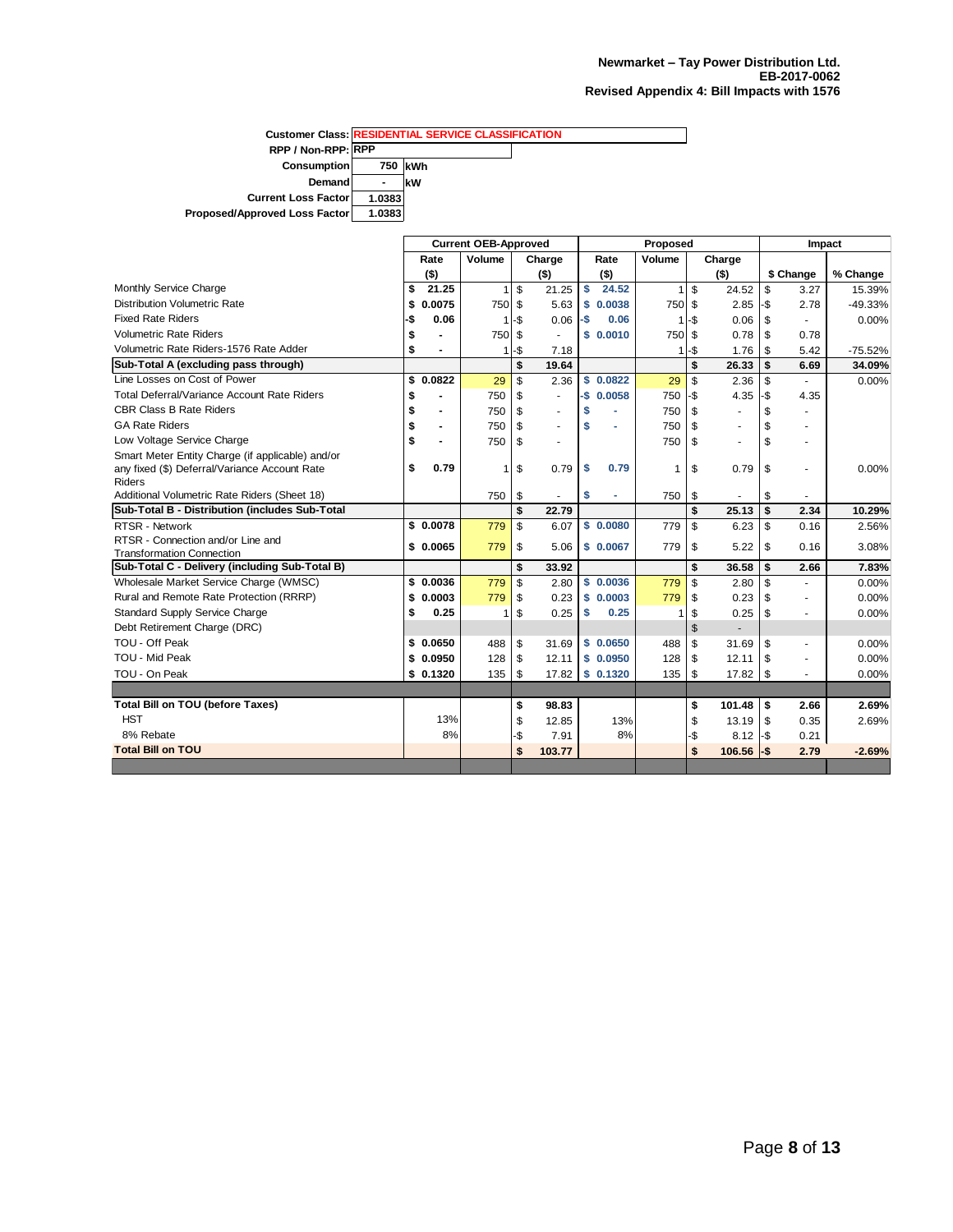**Newmarket – Tay Power Distribution Ltd.**
**EB-2017-0062**
**Revised Appendix 4: Bill Impacts with 1576**

| | |
|---|---|
| **Customer Class:** | **RESIDENTIAL SERVICE CLASSIFICATION** |
| **RPP / Non-RPP:** | **RPP** |
| **Consumption** | **750** kWh |
| **Demand** | **-** kW |
| **Current Loss Factor** | **1.0383** |
| **Proposed/Approved Loss Factor** | **1.0383** |

| | Current OEB-Approved | | | Proposed | | | Impact | |
|---|---|---|---|---|---|---|---|---|
| | Rate ($) | Volume | Charge ($) | Rate ($) | Volume | Charge ($) | $ Change | % Change |
| Monthly Service Charge | $ 21.25 | 1 | $ 21.25 | $ 24.52 | 1 | $ 24.52 | $ 3.27 | 15.39% |
| Distribution Volumetric Rate | $ 0.0075 | 750 | $ 5.63 | $ 0.0038 | 750 | $ 2.85 | -$ 2.78 | -49.33% |
| Fixed Rate Riders | -$ 0.06 | 1 | -$ 0.06 | -$ 0.06 | 1 | -$ 0.06 | $ - | 0.00% |
| Volumetric Rate Riders | $ - | 750 | $ - | $ 0.0010 | 750 | $ 0.78 | $ 0.78 | |
| Volumetric Rate Riders-1576 Rate Adder | $ - | 1 | -$ 7.18 | | 1 | -$ 1.76 | $ 5.42 | -75.52% |
| **Sub-Total A (excluding pass through)** | | | **$ 19.64** | | | **$ 26.33** | **$ 6.69** | **34.09%** |
| Line Losses on Cost of Power | $ 0.0822 | 29 | $ 2.36 | $ 0.0822 | 29 | $ 2.36 | $ - | 0.00% |
| Total Deferral/Variance Account Rate Riders | $ - | 750 | $ - | -$ 0.0058 | 750 | -$ 4.35 | $ 4.35 | |
| CBR Class B Rate Riders | $ - | 750 | $ - | $ - | 750 | $ - | $ - | |
| GA Rate Riders | $ - | 750 | $ - | $ - | 750 | $ - | $ - | |
| Low Voltage Service Charge | $ - | 750 | $ - | | 750 | $ - | $ - | |
| Smart Meter Entity Charge (if applicable) and/or any fixed ($) Deferral/Variance Account Rate Riders | $ 0.79 | 1 | $ 0.79 | $ 0.79 | 1 | $ 0.79 | $ - | 0.00% |
| Additional Volumetric Rate Riders (Sheet 18) | | 750 | $ - | $ - | 750 | $ - | $ - | |
| **Sub-Total B - Distribution (includes Sub-Total** | | | **$ 22.79** | | | **$ 25.13** | **$ 2.34** | **10.29%** |
| RTSR - Network | $ 0.0078 | 779 | $ 6.07 | $ 0.0080 | 779 | $ 6.23 | $ 0.16 | 2.56% |
| RTSR - Connection and/or Line and Transformation Connection | $ 0.0065 | 779 | $ 5.06 | $ 0.0067 | 779 | $ 5.22 | $ 0.16 | 3.08% |
| **Sub-Total C - Delivery (including Sub-Total B)** | | | **$ 33.92** | | | **$ 36.58** | **$ 2.66** | **7.83%** |
| Wholesale Market Service Charge (WMSC) | $ 0.0036 | 779 | $ 2.80 | $ 0.0036 | 779 | $ 2.80 | $ - | 0.00% |
| Rural and Remote Rate Protection (RRRP) | $ 0.0003 | 779 | $ 0.23 | $ 0.0003 | 779 | $ 0.23 | $ - | 0.00% |
| Standard Supply Service Charge | $ 0.25 | 1 | $ 0.25 | $ 0.25 | 1 | $ 0.25 | $ - | 0.00% |
| Debt Retirement Charge (DRC) | | | | | | $ - | | |
| TOU - Off Peak | $ 0.0650 | 488 | $ 31.69 | $ 0.0650 | 488 | $ 31.69 | $ - | 0.00% |
| TOU - Mid Peak | $ 0.0950 | 128 | $ 12.11 | $ 0.0950 | 128 | $ 12.11 | $ - | 0.00% |
| TOU - On Peak | $ 0.1320 | 135 | $ 17.82 | $ 0.1320 | 135 | $ 17.82 | $ - | 0.00% |
| | | | | | | | | |
| **Total Bill on TOU (before Taxes)** | | | **$ 98.83** | | | **$ 101.48** | **$ 2.66** | **2.69%** |
| HST | 13% | | $ 12.85 | 13% | | $ 13.19 | $ 0.35 | 2.69% |
| 8% Rebate | 8% | | -$ 7.91 | 8% | | -$ 8.12 | -$ 0.21 | |
| **Total Bill on TOU** | | | **$ 103.77** | | | **$ 106.56** | **-$ 2.79** | **-2.69%** |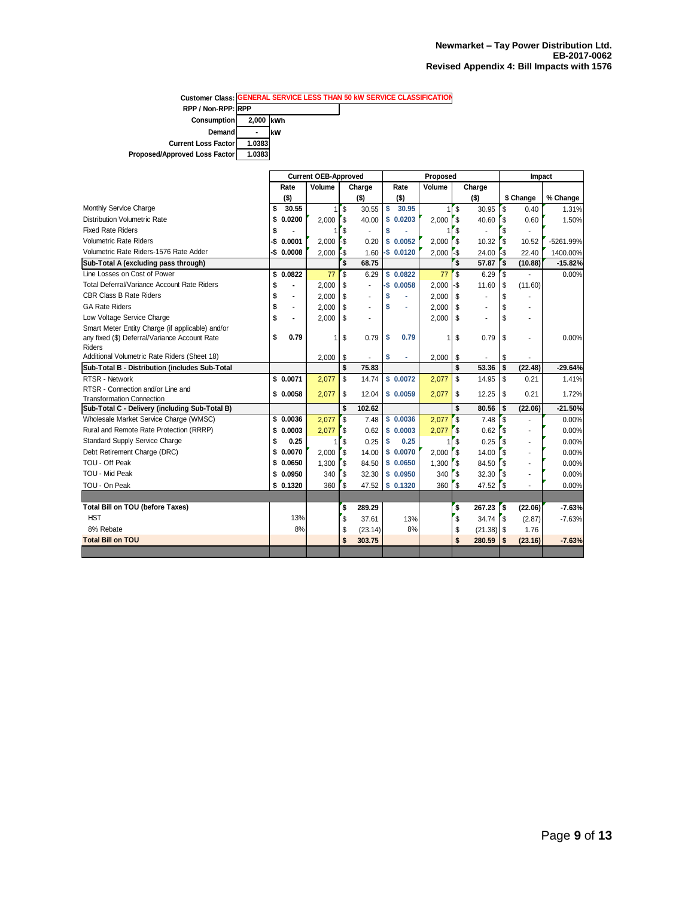**Newmarket – Tay Power Distribution Ltd.**
**EB-2017-0062**
**Revised Appendix 4: Bill Impacts with 1576**

| | |
|---|---|
| **Customer Class:** | GENERAL SERVICE LESS THAN 50 kW SERVICE CLASSIFICATION |
| **RPP / Non-RPP:** | RPP |
| **Consumption** | 2,000 kWh |
| **Demand** | - kW |
| **Current Loss Factor** | 1.0383 |
| **Proposed/Approved Loss Factor** | 1.0383 |

| | Current OEB-Approved | | | Proposed | | | Impact | |
|---|---|---|---|---|---|---|---|---|
| | Rate ($) | Volume | Charge ($) | Rate ($) | Volume | Charge ($) | $ Change | % Change |
| Monthly Service Charge | $ 30.55 | 1 | $ 30.55 | $ 30.95 | 1 | $ 30.95 | $ 0.40 | 1.31% |
| Distribution Volumetric Rate | $ 0.0200 | 2,000 | $ 40.00 | $ 0.0203 | 2,000 | $ 40.60 | $ 0.60 | 1.50% |
| Fixed Rate Riders | $ - | 1 | $ - | $ - | 1 | $ - | $ - | |
| Volumetric Rate Riders | -$ 0.0001 | 2,000 | -$ 0.20 | $ 0.0052 | 2,000 | $ 10.32 | $ 10.52 | -5261.99% |
| Volumetric Rate Riders-1576 Rate Adder | -$ 0.0008 | 2,000 | -$ 1.60 | -$ 0.0120 | 2,000 | -$ 24.00 | -$ 22.40 | 1400.00% |
| **Sub-Total A (excluding pass through)** | | | **$ 68.75** | | | **$ 57.87** | **$ (10.88)** | **-15.82%** |
| Line Losses on Cost of Power | $ 0.0822 | 77 | $ 6.29 | $ 0.0822 | 77 | $ 6.29 | $ - | 0.00% |
| Total Deferral/Variance Account Rate Riders | $ - | 2,000 | $ - | -$ 0.0058 | 2,000 | -$ 11.60 | $ (11.60) | |
| CBR Class B Rate Riders | $ - | 2,000 | $ - | $ - | 2,000 | $ - | $ - | |
| GA Rate Riders | $ - | 2,000 | $ - | $ - | 2,000 | $ - | $ - | |
| Low Voltage Service Charge | $ - | 2,000 | $ - | | 2,000 | $ - | $ - | |
| Smart Meter Entity Charge (if applicable) and/or any fixed ($) Deferral/Variance Account Rate Riders | $ 0.79 | 1 | $ 0.79 | $ 0.79 | 1 | $ 0.79 | $ - | 0.00% |
| Additional Volumetric Rate Riders (Sheet 18) | | 2,000 | $ - | $ - | 2,000 | $ - | $ - | |
| **Sub-Total B - Distribution (includes Sub-Total A)** | | | **$ 75.83** | | | **$ 53.36** | **$ (22.48)** | **-29.64%** |
| RTSR - Network | $ 0.0071 | 2,077 | $ 14.74 | $ 0.0072 | 2,077 | $ 14.95 | $ 0.21 | 1.41% |
| RTSR - Connection and/or Line and Transformation Connection | $ 0.0058 | 2,077 | $ 12.04 | $ 0.0059 | 2,077 | $ 12.25 | $ 0.21 | 1.72% |
| **Sub-Total C - Delivery (including Sub-Total B)** | | | **$ 102.62** | | | **$ 80.56** | **$ (22.06)** | **-21.50%** |
| Wholesale Market Service Charge (WMSC) | $ 0.0036 | 2,077 | $ 7.48 | $ 0.0036 | 2,077 | $ 7.48 | $ - | 0.00% |
| Rural and Remote Rate Protection (RRRP) | $ 0.0003 | 2,077 | $ 0.62 | $ 0.0003 | 2,077 | $ 0.62 | $ - | 0.00% |
| Standard Supply Service Charge | $ 0.25 | 1 | $ 0.25 | $ 0.25 | 1 | $ 0.25 | $ - | 0.00% |
| Debt Retirement Charge (DRC) | $ 0.0070 | 2,000 | $ 14.00 | $ 0.0070 | 2,000 | $ 14.00 | $ - | 0.00% |
| TOU - Off Peak | $ 0.0650 | 1,300 | $ 84.50 | $ 0.0650 | 1,300 | $ 84.50 | $ - | 0.00% |
| TOU - Mid Peak | $ 0.0950 | 340 | $ 32.30 | $ 0.0950 | 340 | $ 32.30 | $ - | 0.00% |
| TOU - On Peak | $ 0.1320 | 360 | $ 47.52 | $ 0.1320 | 360 | $ 47.52 | $ - | 0.00% |
| | | | | | | | | |
| **Total Bill on TOU (before Taxes)** | | | **$ 289.29** | | | **$ 267.23** | **$ (22.06)** | **-7.63%** |
| HST | 13% | | $ 37.61 | 13% | | $ 34.74 | $ (2.87) | -7.63% |
| 8% Rebate | 8% | | $ (23.14) | 8% | | $ (21.38) | $ 1.76 | |
| **Total Bill on TOU** | | | **$ 303.75** | | | **$ 280.59** | **$ (23.16)** | **-7.63%** |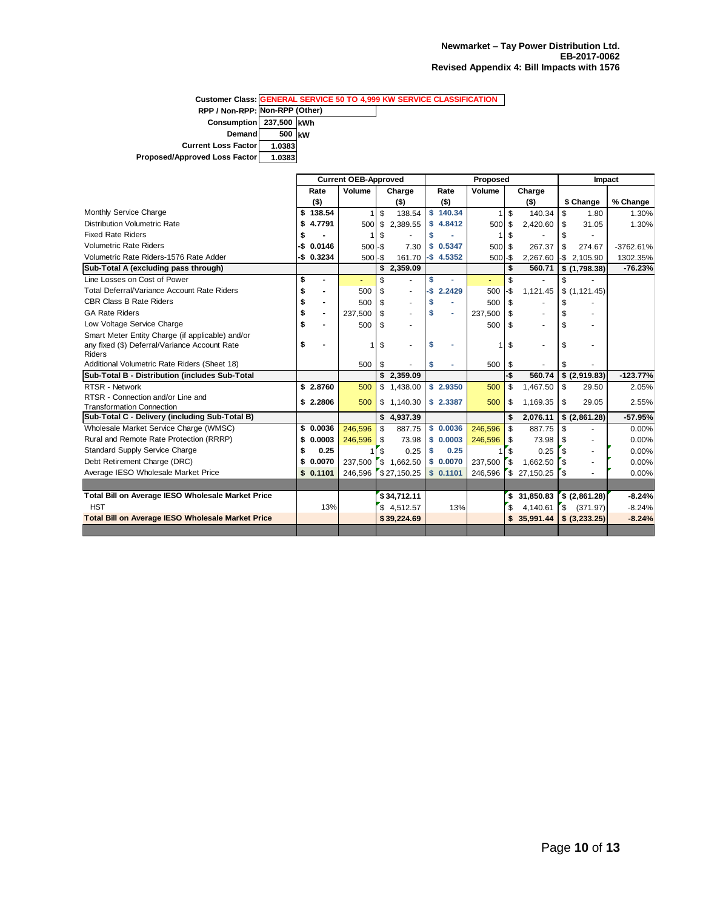**Newmarket – Tay Power Distribution Ltd.**
**EB-2017-0062**
**Revised Appendix 4: Bill Impacts with 1576**

| | |
|---|---|
| Customer Class: | GENERAL SERVICE 50 TO 4,999 KW SERVICE CLASSIFICATION |
| RPP / Non-RPP: | Non-RPP (Other) |
| Consumption | 237,500 kWh |
| Demand | 500 kW |
| Current Loss Factor | 1.0383 |
| Proposed/Approved Loss Factor | 1.0383 |

| | Current OEB-Approved | | | Proposed | | | Impact | |
|---|---|---|---|---|---|---|---|---|
| | Rate ($) | Volume | Charge ($) | Rate ($) | Volume | Charge ($) | $ Change | % Change |
| Monthly Service Charge | $ 138.54 | 1 | $ 138.54 | $ 140.34 | 1 | $ 140.34 | $ 1.80 | 1.30% |
| Distribution Volumetric Rate | $ 4.7791 | 500 | $ 2,389.55 | $ 4.8412 | 500 | $ 2,420.60 | $ 31.05 | 1.30% |
| Fixed Rate Riders | $ - | 1 | $ - | $ - | 1 | $ - | $ - | |
| Volumetric Rate Riders | -$ 0.0146 | 500 | -$ 7.30 | $ 0.5347 | 500 | $ 267.37 | $ 274.67 | -3762.61% |
| Volumetric Rate Riders-1576 Rate Adder | -$ 0.3234 | 500 | -$ 161.70 | -$ 4.5352 | 500 | -$ 2,267.60 | -$ 2,105.90 | 1302.35% |
| **Sub-Total A (excluding pass through)** | | | **$ 2,359.09** | | | **$ 560.71** | **$ (1,798.38)** | **-76.23%** |
| Line Losses on Cost of Power | $ - | - | $ - | $ - | - | $ - | $ - | |
| Total Deferral/Variance Account Rate Riders | $ - | 500 | $ - | -$ 2.2429 | 500 | -$ 1,121.45 | $ (1,121.45) | |
| CBR Class B Rate Riders | $ - | 500 | $ - | $ - | 500 | $ - | $ - | |
| GA Rate Riders | $ - | 237,500 | $ - | $ - | 237,500 | $ - | $ - | |
| Low Voltage Service Charge | $ - | 500 | $ - | | 500 | $ - | $ - | |
| Smart Meter Entity Charge (if applicable) and/or any fixed ($) Deferral/Variance Account Rate Riders | $ - | 1 | $ - | $ - | 1 | $ - | $ - | |
| Additional Volumetric Rate Riders (Sheet 18) | | 500 | $ - | $ - | 500 | $ - | $ - | |
| **Sub-Total B - Distribution (includes Sub-Total** | | | **$ 2,359.09** | | | **-$ 560.74** | **$ (2,919.83)** | **-123.77%** |
| RTSR - Network | $ 2.8760 | 500 | $ 1,438.00 | $ 2.9350 | 500 | $ 1,467.50 | $ 29.50 | 2.05% |
| RTSR - Connection and/or Line and Transformation Connection | $ 2.2806 | 500 | $ 1,140.30 | $ 2.3387 | 500 | $ 1,169.35 | $ 29.05 | 2.55% |
| **Sub-Total C - Delivery (including Sub-Total B)** | | | **$ 4,937.39** | | | **$ 2,076.11** | **$ (2,861.28)** | **-57.95%** |
| Wholesale Market Service Charge (WMSC) | $ 0.0036 | 246,596 | $ 887.75 | $ 0.0036 | 246,596 | $ 887.75 | $ - | 0.00% |
| Rural and Remote Rate Protection (RRRP) | $ 0.0003 | 246,596 | $ 73.98 | $ 0.0003 | 246,596 | $ 73.98 | $ - | 0.00% |
| Standard Supply Service Charge | $ 0.25 | 1 | $ 0.25 | $ 0.25 | 1 | $ 0.25 | $ - | 0.00% |
| Debt Retirement Charge (DRC) | $ 0.0070 | 237,500 | $ 1,662.50 | $ 0.0070 | 237,500 | $ 1,662.50 | $ - | 0.00% |
| Average IESO Wholesale Market Price | $ 0.1101 | 246,596 | $ 27,150.25 | $ 0.1101 | 246,596 | $ 27,150.25 | $ - | 0.00% |
| | | | | | | | | |
| **Total Bill on Average IESO Wholesale Market Price** | | | **$ 34,712.11** | | | **$ 31,850.83** | **$ (2,861.28)** | **-8.24%** |
| HST | 13% | | $ 4,512.57 | 13% | | $ 4,140.61 | $ (371.97) | -8.24% |
| **Total Bill on Average IESO Wholesale Market Price** | | | **$ 39,224.69** | | | **$ 35,991.44** | **$ (3,233.25)** | **-8.24%** |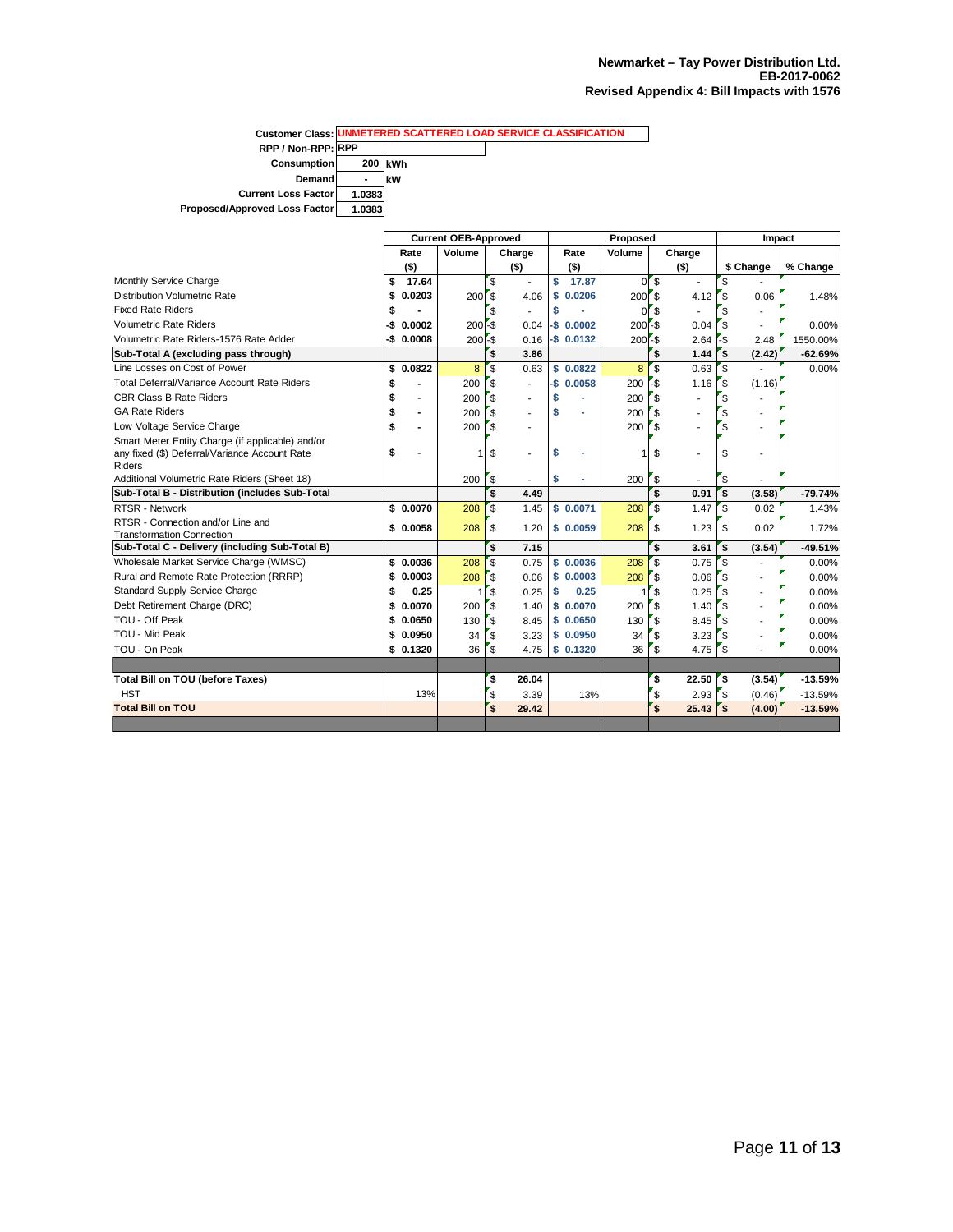**Newmarket – Tay Power Distribution Ltd.**
**EB-2017-0062**
**Revised Appendix 4: Bill Impacts with 1576**

| | |
|---|---|
| **Customer Class:** | **UNMETERED SCATTERED LOAD SERVICE CLASSIFICATION** |
| **RPP / Non-RPP:** | **RPP** |
| **Consumption** | **200** kWh |
| **Demand** | **-** kW |
| **Current Loss Factor** | **1.0383** |
| **Proposed/Approved Loss Factor** | **1.0383** |

| | Current OEB-Approved | | | Proposed | | | Impact | |
|---|---|---|---|---|---|---|---|---|
| | Rate ($) | Volume | Charge ($) | Rate ($) | Volume | Charge ($) | $ Change | % Change |
| Monthly Service Charge | $ 17.64 | | $ - | $ 17.87 | 0 | $ - | $ - | |
| Distribution Volumetric Rate | $ 0.0203 | 200 | $ 4.06 | $ 0.0206 | 200 | $ 4.12 | $ 0.06 | 1.48% |
| Fixed Rate Riders | $ - | | $ - | $ - | 0 | $ - | $ - | |
| Volumetric Rate Riders | -$ 0.0002 | 200 | -$ 0.04 | -$ 0.0002 | 200 | -$ 0.04 | $ - | 0.00% |
| Volumetric Rate Riders-1576 Rate Adder | -$ 0.0008 | 200 | -$ 0.16 | -$ 0.0132 | 200 | -$ 2.64 | -$ 2.48 | 1550.00% |
| **Sub-Total A (excluding pass through)** | | | **$ 3.86** | | | **$ 1.44** | **$ (2.42)** | **-62.69%** |
| Line Losses on Cost of Power | $ 0.0822 | 8 | $ 0.63 | $ 0.0822 | 8 | $ 0.63 | $ - | 0.00% |
| Total Deferral/Variance Account Rate Riders | $ - | 200 | $ - | -$ 0.0058 | 200 | -$ 1.16 | $ (1.16) | |
| CBR Class B Rate Riders | $ - | 200 | $ - | $ - | 200 | $ - | $ - | |
| GA Rate Riders | $ - | 200 | $ - | $ - | 200 | $ - | $ - | |
| Low Voltage Service Charge | $ - | 200 | $ - | | 200 | $ - | $ - | |
| Smart Meter Entity Charge (if applicable) and/or any fixed ($) Deferral/Variance Account Rate Riders | $ - | 1 | $ - | $ - | 1 | $ - | $ - | |
| Additional Volumetric Rate Riders (Sheet 18) | | 200 | $ - | $ - | 200 | $ - | $ - | |
| **Sub-Total B - Distribution (includes Sub-Total** | | | **$ 4.49** | | | **$ 0.91** | **$ (3.58)** | **-79.74%** |
| RTSR - Network | $ 0.0070 | 208 | $ 1.45 | $ 0.0071 | 208 | $ 1.47 | $ 0.02 | 1.43% |
| RTSR - Connection and/or Line and Transformation Connection | $ 0.0058 | 208 | $ 1.20 | $ 0.0059 | 208 | $ 1.23 | $ 0.02 | 1.72% |
| **Sub-Total C - Delivery (including Sub-Total B)** | | | **$ 7.15** | | | **$ 3.61** | **$ (3.54)** | **-49.51%** |
| Wholesale Market Service Charge (WMSC) | $ 0.0036 | 208 | $ 0.75 | $ 0.0036 | 208 | $ 0.75 | $ - | 0.00% |
| Rural and Remote Rate Protection (RRRP) | $ 0.0003 | 208 | $ 0.06 | $ 0.0003 | 208 | $ 0.06 | $ - | 0.00% |
| Standard Supply Service Charge | $ 0.25 | 1 | $ 0.25 | $ 0.25 | 1 | $ 0.25 | $ - | 0.00% |
| Debt Retirement Charge (DRC) | $ 0.0070 | 200 | $ 1.40 | $ 0.0070 | 200 | $ 1.40 | $ - | 0.00% |
| TOU - Off Peak | $ 0.0650 | 130 | $ 8.45 | $ 0.0650 | 130 | $ 8.45 | $ - | 0.00% |
| TOU - Mid Peak | $ 0.0950 | 34 | $ 3.23 | $ 0.0950 | 34 | $ 3.23 | $ - | 0.00% |
| TOU - On Peak | $ 0.1320 | 36 | $ 4.75 | $ 0.1320 | 36 | $ 4.75 | $ - | 0.00% |
| | | | | | | | | |
| **Total Bill on TOU (before Taxes)** | | | **$ 26.04** | | | **$ 22.50** | **$ (3.54)** | **-13.59%** |
| HST | 13% | | $ 3.39 | 13% | | $ 2.93 | $ (0.46) | -13.59% |
| **Total Bill on TOU** | | | **$ 29.42** | | | **$ 25.43** | **$ (4.00)** | **-13.59%** |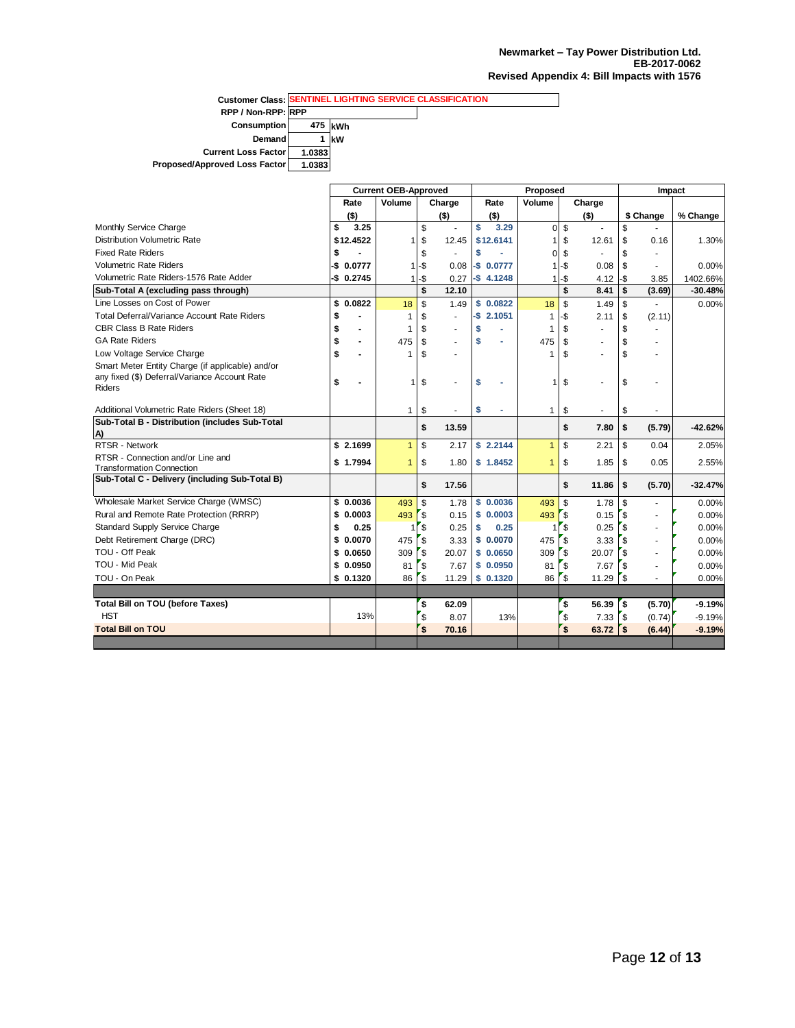**Newmarket – Tay Power Distribution Ltd.**
**EB-2017-0062**
**Revised Appendix 4: Bill Impacts with 1576**

| | |
|---|---|
| **Customer Class:** | SENTINEL LIGHTING SERVICE CLASSIFICATION |
| **RPP / Non-RPP:** | RPP |
| **Consumption** | 475 kWh |
| **Demand** | 1 kW |
| **Current Loss Factor** | 1.0383 |
| **Proposed/Approved Loss Factor** | 1.0383 |

| | Current OEB-Approved | | | Proposed | | | Impact | |
|---|---|---|---|---|---|---|---|---|
| | Rate ($) | Volume | Charge ($) | Rate ($) | Volume | Charge ($) | $ Change | % Change |
| Monthly Service Charge | $ 3.25 | | $ - | $ 3.29 | 0 | $ - | $ - | |
| Distribution Volumetric Rate | $12.4522 | 1 | $ 12.45 | $12.6141 | 1 | $ 12.61 | $ 0.16 | 1.30% |
| Fixed Rate Riders | $ - | | $ - | $ - | 0 | $ - | $ - | |
| Volumetric Rate Riders | -$ 0.0777 | 1 | -$ 0.08 | -$ 0.0777 | 1 | -$ 0.08 | $ - | 0.00% |
| Volumetric Rate Riders-1576 Rate Adder | -$ 0.2745 | 1 | -$ 0.27 | -$ 4.1248 | 1 | -$ 4.12 | -$ 3.85 | 1402.66% |
| **Sub-Total A (excluding pass through)** | | | **$ 12.10** | | | **$ 8.41** | **$ (3.69)** | **-30.48%** |
| Line Losses on Cost of Power | $ 0.0822 | 18 | $ 1.49 | $ 0.0822 | 18 | $ 1.49 | $ - | 0.00% |
| Total Deferral/Variance Account Rate Riders | $ - | 1 | $ - | -$ 2.1051 | 1 | -$ 2.11 | $ (2.11) | |
| CBR Class B Rate Riders | $ - | 1 | $ - | $ - | 1 | $ - | $ - | |
| GA Rate Riders | $ - | 475 | $ - | $ - | 475 | $ - | $ - | |
| Low Voltage Service Charge | $ - | 1 | $ - | | 1 | $ - | $ - | |
| Smart Meter Entity Charge (if applicable) and/or any fixed ($) Deferral/Variance Account Rate Riders | $ - | 1 | $ - | $ - | 1 | $ - | $ - | |
| Additional Volumetric Rate Riders (Sheet 18) | | 1 | $ - | $ - | 1 | $ - | $ - | |
| **Sub-Total B - Distribution (includes Sub-Total A)** | | | **$ 13.59** | | | **$ 7.80** | **$ (5.79)** | **-42.62%** |
| RTSR - Network | $ 2.1699 | 1 | $ 2.17 | $ 2.2144 | 1 | $ 2.21 | $ 0.04 | 2.05% |
| RTSR - Connection and/or Line and Transformation Connection | $ 1.7994 | 1 | $ 1.80 | $ 1.8452 | 1 | $ 1.85 | $ 0.05 | 2.55% |
| **Sub-Total C - Delivery (including Sub-Total B)** | | | **$ 17.56** | | | **$ 11.86** | **$ (5.70)** | **-32.47%** |
| Wholesale Market Service Charge (WMSC) | $ 0.0036 | 493 | $ 1.78 | $ 0.0036 | 493 | $ 1.78 | $ - | 0.00% |
| Rural and Remote Rate Protection (RRRP) | $ 0.0003 | 493 | $ 0.15 | $ 0.0003 | 493 | $ 0.15 | $ - | 0.00% |
| Standard Supply Service Charge | $ 0.25 | 1 | $ 0.25 | $ 0.25 | 1 | $ 0.25 | $ - | 0.00% |
| Debt Retirement Charge (DRC) | $ 0.0070 | 475 | $ 3.33 | $ 0.0070 | 475 | $ 3.33 | $ - | 0.00% |
| TOU - Off Peak | $ 0.0650 | 309 | $ 20.07 | $ 0.0650 | 309 | $ 20.07 | $ - | 0.00% |
| TOU - Mid Peak | $ 0.0950 | 81 | $ 7.67 | $ 0.0950 | 81 | $ 7.67 | $ - | 0.00% |
| TOU - On Peak | $ 0.1320 | 86 | $ 11.29 | $ 0.1320 | 86 | $ 11.29 | $ - | 0.00% |
| | | | | | | | | |
| **Total Bill on TOU (before Taxes)** | | | **$ 62.09** | | | **$ 56.39** | **$ (5.70)** | **-9.19%** |
| HST | 13% | | $ 8.07 | 13% | | $ 7.33 | $ (0.74) | -9.19% |
| **Total Bill on TOU** | | | **$ 70.16** | | | **$ 63.72** | **$ (6.44)** | **-9.19%** |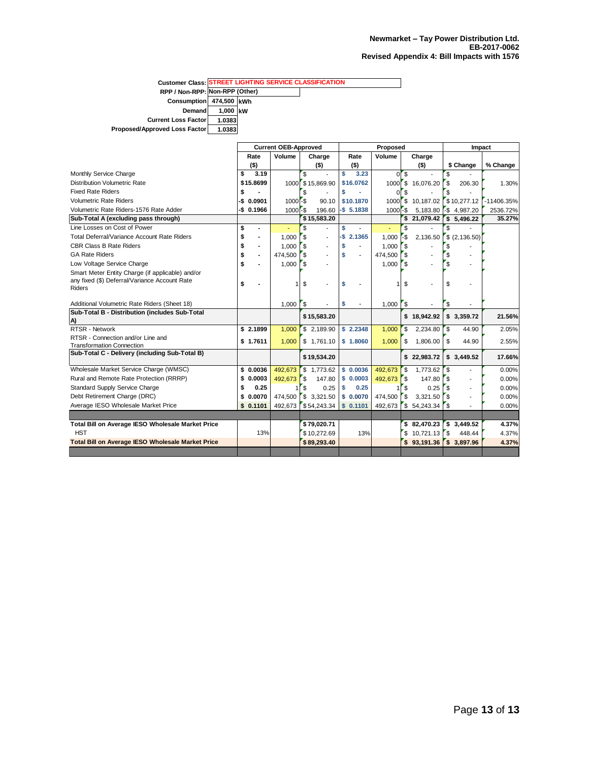**Newmarket – Tay Power Distribution Ltd.**
**EB-2017-0062**
**Revised Appendix 4: Bill Impacts with 1576**

| | |
|---|---|
| **Customer Class:** | **STREET LIGHTING SERVICE CLASSIFICATION** |
| **RPP / Non-RPP:** | **Non-RPP (Other)** |
| **Consumption** | **474,500 kWh** |
| **Demand** | **1,000 kW** |
| **Current Loss Factor** | **1.0383** |
| **Proposed/Approved Loss Factor** | **1.0383** |

| | Current OEB-Approved | | | Proposed | | | Impact | |
|---|---|---|---|---|---|---|---|---|
| | Rate ($) | Volume | Charge ($) | Rate ($) | Volume | Charge ($) | $ Change | % Change |
| Monthly Service Charge | $ 3.19 | | $ - | $ 3.23 | 0 | $ - | $ - | |
| Distribution Volumetric Rate | $15.8699 | 1000 | $ 15,869.90 | $16.0762 | 1000 | $ 16,076.20 | $ 206.30 | 1.30% |
| Fixed Rate Riders | $ - | | $ - | $ - | 0 | $ - | $ - | |
| Volumetric Rate Riders | -$ 0.0901 | 1000 | -$ 90.10 | $10.1870 | 1000 | $ 10,187.02 | $ 10,277.12 | -11406.35% |
| Volumetric Rate Riders-1576 Rate Adder | -$ 0.1966 | 1000 | -$ 196.60 | -$ 5.1838 | 1000 | -$ 5,183.80 | -$ 4,987.20 | 2536.72% |
| **Sub-Total A (excluding pass through)** | | | **$ 15,583.20** | | | **$ 21,079.42** | **$ 5,496.22** | **35.27%** |
| Line Losses on Cost of Power | $ - | - | $ - | $ - | - | $ - | $ - | |
| Total Deferral/Variance Account Rate Riders | $ - | 1,000 | $ - | -$ 2.1365 | 1,000 | -$ 2,136.50 | $ (2,136.50) | |
| CBR Class B Rate Riders | $ - | 1,000 | $ - | $ - | 1,000 | $ - | $ - | |
| GA Rate Riders | $ - | 474,500 | $ - | $ - | 474,500 | $ - | $ - | |
| Low Voltage Service Charge | $ - | 1,000 | $ - | | 1,000 | $ - | $ - | |
| Smart Meter Entity Charge (if applicable) and/or any fixed ($) Deferral/Variance Account Rate Riders | $ - | 1 | $ - | $ - | 1 | $ - | $ - | |
| Additional Volumetric Rate Riders (Sheet 18) | | 1,000 | $ - | $ - | 1,000 | $ - | $ - | |
| **Sub-Total B - Distribution (includes Sub-Total A)** | | | **$ 15,583.20** | | | **$ 18,942.92** | **$ 3,359.72** | **21.56%** |
| RTSR - Network | $ 2.1899 | 1,000 | $ 2,189.90 | $ 2.2348 | 1,000 | $ 2,234.80 | $ 44.90 | 2.05% |
| RTSR - Connection and/or Line and Transformation Connection | $ 1.7611 | 1,000 | $ 1,761.10 | $ 1.8060 | 1,000 | $ 1,806.00 | $ 44.90 | 2.55% |
| **Sub-Total C - Delivery (including Sub-Total B)** | | | **$ 19,534.20** | | | **$ 22,983.72** | **$ 3,449.52** | **17.66%** |
| Wholesale Market Service Charge (WMSC) | $ 0.0036 | 492,673 | $ 1,773.62 | $ 0.0036 | 492,673 | $ 1,773.62 | $ - | 0.00% |
| Rural and Remote Rate Protection (RRRP) | $ 0.0003 | 492,673 | $ 147.80 | $ 0.0003 | 492,673 | $ 147.80 | $ - | 0.00% |
| Standard Supply Service Charge | $ 0.25 | 1 | $ 0.25 | $ 0.25 | 1 | $ 0.25 | $ - | 0.00% |
| Debt Retirement Charge (DRC) | $ 0.0070 | 474,500 | $ 3,321.50 | $ 0.0070 | 474,500 | $ 3,321.50 | $ - | 0.00% |
| Average IESO Wholesale Market Price | $ 0.1101 | 492,673 | $ 54,243.34 | $ 0.1101 | 492,673 | $ 54,243.34 | $ - | 0.00% |
| | | | | | | | | |
| **Total Bill on Average IESO Wholesale Market Price** | | | **$ 79,020.71** | | | **$ 82,470.23** | **$ 3,449.52** | **4.37%** |
| HST | 13% | | $ 10,272.69 | 13% | | $ 10,721.13 | $ 448.44 | 4.37% |
| **Total Bill on Average IESO Wholesale Market Price** | | | **$ 89,293.40** | | | **$ 93,191.36** | **$ 3,897.96** | **4.37%** |